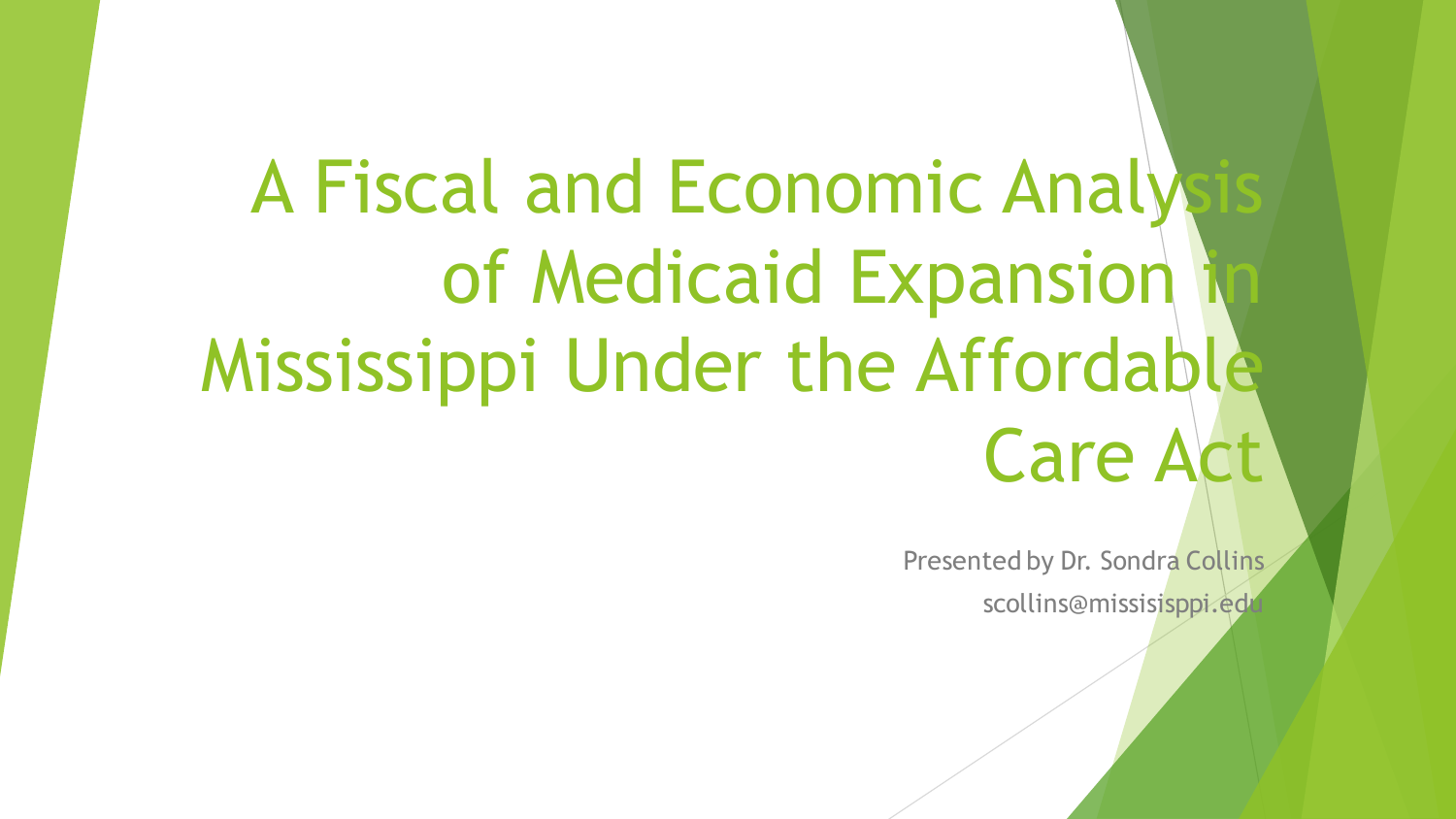# A Fiscal and Economic Analysis of Medicaid Expansion in Mississippi Under the Affordable Care Act

Presented by Dr. Sondra Collins

scollins@missisisppi.edu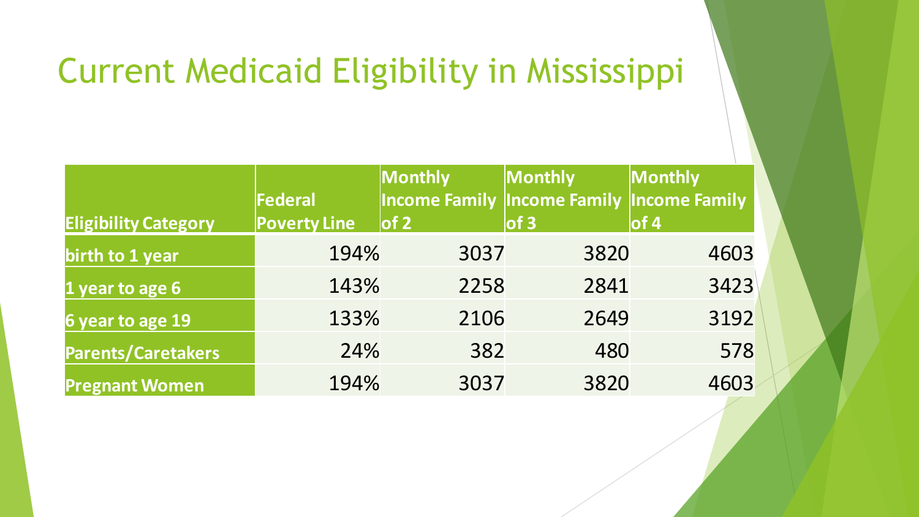# Current Medicaid Eligibility in Mississippi

| Eligibility Category | Federal Poverty Line | Monthly Income Family of 2 | Monthly Income Family of 3 | Monthly Income Family of 4 |
|---|---|---|---|---|
| **birth to 1 year** | 194% | 3037 | 3820 | 4603 |
| **1 year to age 6** | 143% | 2258 | 2841 | 3423 |
| **6 year to age 19** | 133% | 2106 | 2649 | 3192 |
| **Parents/Caretakers** | 24% | 382 | 480 | 578 |
| **Pregnant Women** | 194% | 3037 | 3820 | 4603 |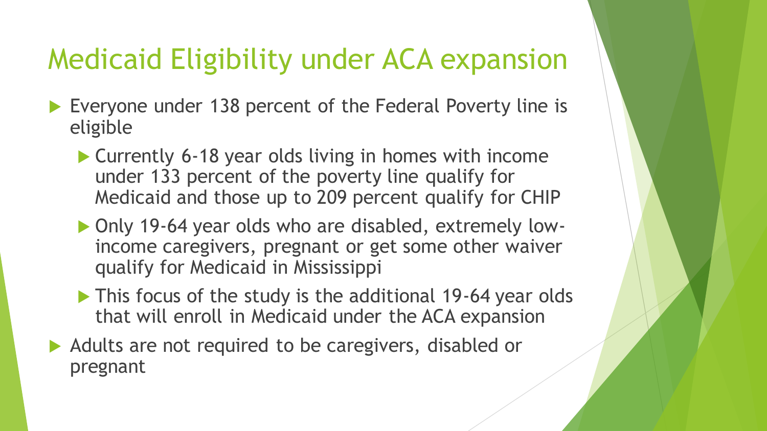# Medicaid Eligibility under ACA expansion

- Everyone under 138 percent of the Federal Poverty line is eligible
  - Currently 6-18 year olds living in homes with income under 133 percent of the poverty line qualify for Medicaid and those up to 209 percent qualify for CHIP
  - Only 19-64 year olds who are disabled, extremely low-income caregivers, pregnant or get some other waiver qualify for Medicaid in Mississippi
  - This focus of the study is the additional 19-64 year olds that will enroll in Medicaid under the ACA expansion
- Adults are not required to be caregivers, disabled or pregnant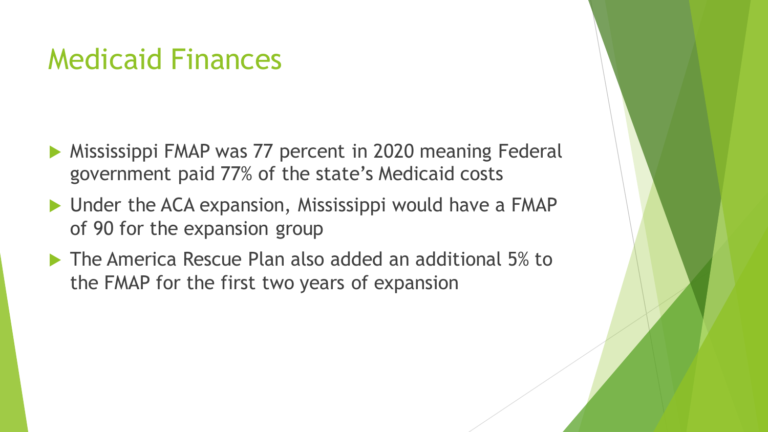# Medicaid Finances

- Mississippi FMAP was 77 percent in 2020 meaning Federal government paid 77% of the state's Medicaid costs
- Under the ACA expansion, Mississippi would have a FMAP of 90 for the expansion group
- The America Rescue Plan also added an additional 5% to the FMAP for the first two years of expansion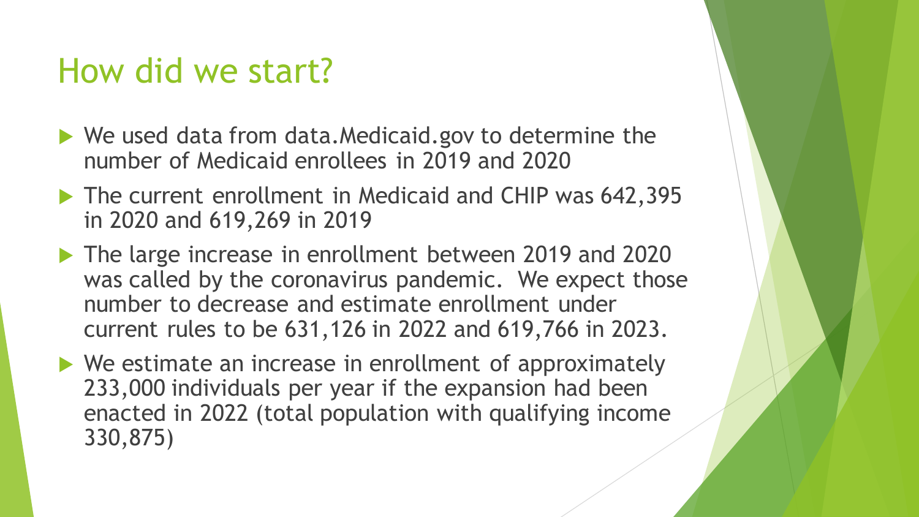# How did we start?

- We used data from data.Medicaid.gov to determine the number of Medicaid enrollees in 2019 and 2020
- The current enrollment in Medicaid and CHIP was 642,395 in 2020 and 619,269 in 2019
- The large increase in enrollment between 2019 and 2020 was called by the coronavirus pandemic. We expect those number to decrease and estimate enrollment under current rules to be 631,126 in 2022 and 619,766 in 2023.
- We estimate an increase in enrollment of approximately 233,000 individuals per year if the expansion had been enacted in 2022 (total population with qualifying income 330,875)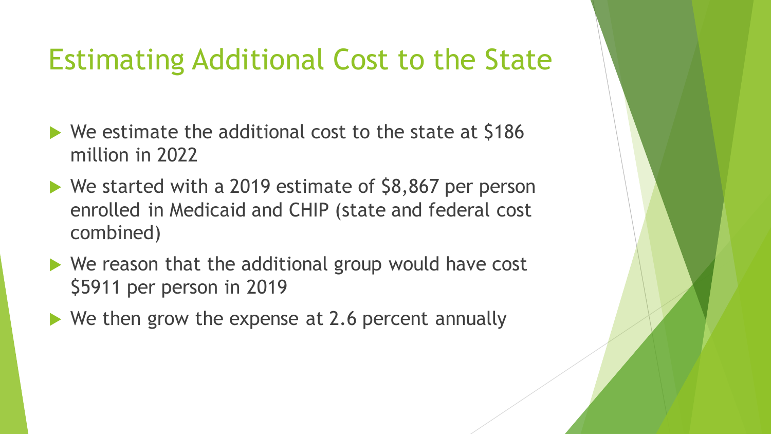# Estimating Additional Cost to the State

- We estimate the additional cost to the state at $186 million in 2022
- We started with a 2019 estimate of $8,867 per person enrolled in Medicaid and CHIP (state and federal cost combined)
- We reason that the additional group would have cost $5911 per person in 2019
- We then grow the expense at 2.6 percent annually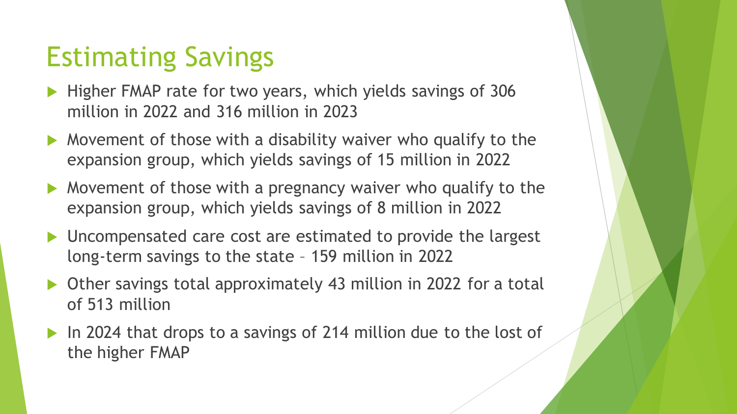# Estimating Savings

- Higher FMAP rate for two years, which yields savings of 306 million in 2022 and 316 million in 2023
- Movement of those with a disability waiver who qualify to the expansion group, which yields savings of 15 million in 2022
- Movement of those with a pregnancy waiver who qualify to the expansion group, which yields savings of 8 million in 2022
- Uncompensated care cost are estimated to provide the largest long-term savings to the state – 159 million in 2022
- Other savings total approximately 43 million in 2022 for a total of 513 million
- In 2024 that drops to a savings of 214 million due to the lost of the higher FMAP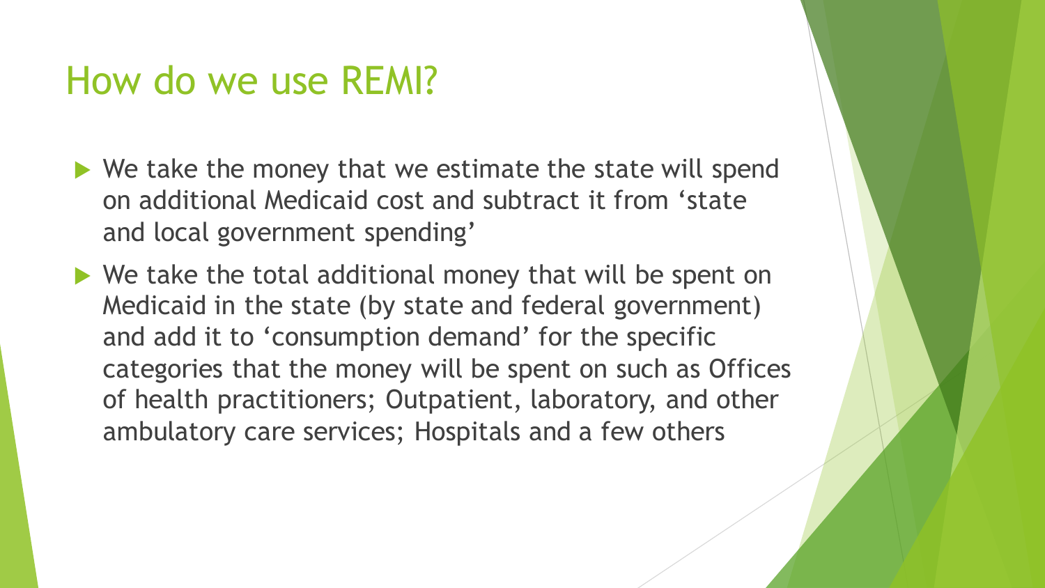# How do we use REMI?

- We take the money that we estimate the state will spend on additional Medicaid cost and subtract it from 'state and local government spending'
- We take the total additional money that will be spent on Medicaid in the state (by state and federal government) and add it to 'consumption demand' for the specific categories that the money will be spent on such as Offices of health practitioners; Outpatient, laboratory, and other ambulatory care services; Hospitals and a few others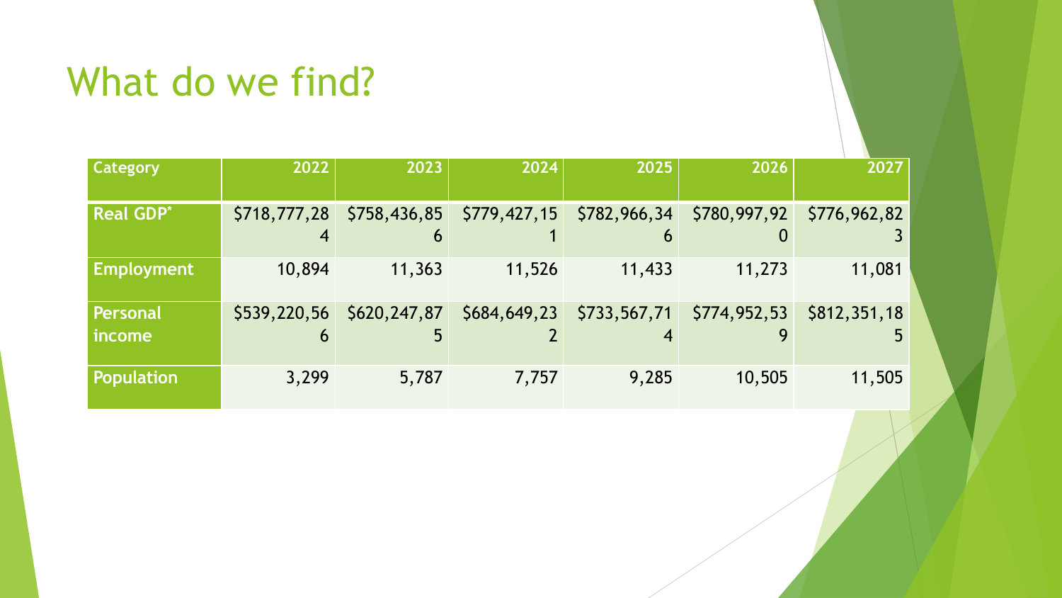# What do we find?

| Category | 2022 | 2023 | 2024 | 2025 | 2026 | 2027 |
|---|---|---|---|---|---|---|
| Real GDP* | $718,777,284 | $758,436,856 | $779,427,151 | $782,966,346 | $780,997,920 | $776,962,823 |
| Employment | 10,894 | 11,363 | 11,526 | 11,433 | 11,273 | 11,081 |
| Personal income | $539,220,566 | $620,247,875 | $684,649,232 | $733,567,714 | $774,952,539 | $812,351,185 |
| Population | 3,299 | 5,787 | 7,757 | 9,285 | 10,505 | 11,505 |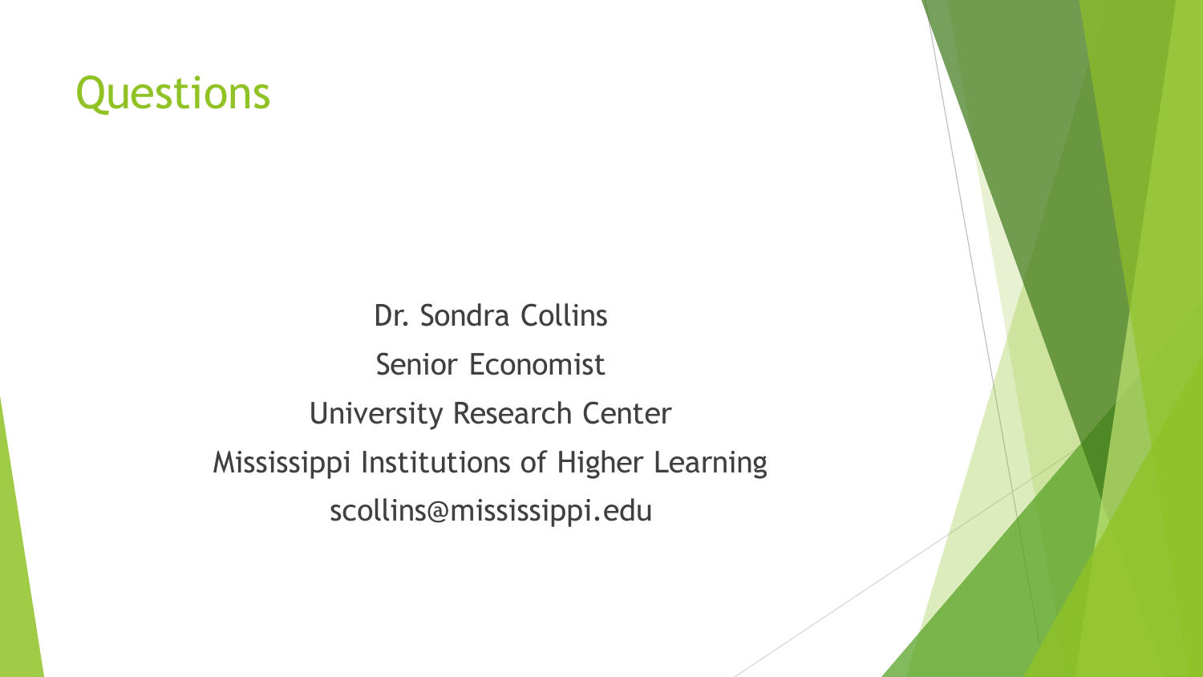# Questions

Dr. Sondra Collins

Senior Economist

University Research Center

Mississippi Institutions of Higher Learning

scollins@mississippi.edu